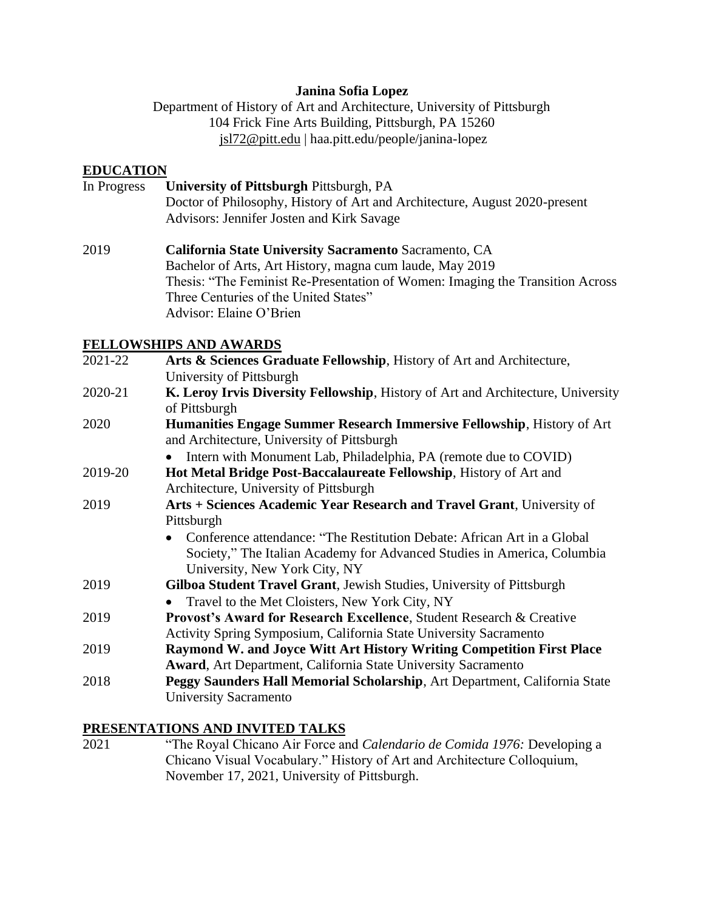**Janina Sofia Lopez**

Department of History of Art and Architecture, University of Pittsburgh
104 Frick Fine Arts Building, Pittsburgh, PA 15260
jsl72@pitt.edu | haa.pitt.edu/people/janina-lopez

## EDUCATION

In Progress — **University of Pittsburgh** Pittsburgh, PA
Doctor of Philosophy, History of Art and Architecture, August 2020-present
Advisors: Jennifer Josten and Kirk Savage

2019 — **California State University Sacramento** Sacramento, CA
Bachelor of Arts, Art History, magna cum laude, May 2019
Thesis: "The Feminist Re-Presentation of Women: Imaging the Transition Across Three Centuries of the United States"
Advisor: Elaine O'Brien

## FELLOWSHIPS AND AWARDS

2021-22 — **Arts & Sciences Graduate Fellowship**, History of Art and Architecture, University of Pittsburgh

2020-21 — **K. Leroy Irvis Diversity Fellowship**, History of Art and Architecture, University of Pittsburgh

2020 — **Humanities Engage Summer Research Immersive Fellowship**, History of Art and Architecture, University of Pittsburgh
- Intern with Monument Lab, Philadelphia, PA (remote due to COVID)

2019-20 — **Hot Metal Bridge Post-Baccalaureate Fellowship**, History of Art and Architecture, University of Pittsburgh

2019 — **Arts + Sciences Academic Year Research and Travel Grant**, University of Pittsburgh
- Conference attendance: "The Restitution Debate: African Art in a Global Society," The Italian Academy for Advanced Studies in America, Columbia University, New York City, NY

2019 — **Gilboa Student Travel Grant**, Jewish Studies, University of Pittsburgh
- Travel to the Met Cloisters, New York City, NY

2019 — **Provost's Award for Research Excellence**, Student Research & Creative Activity Spring Symposium, California State University Sacramento

2019 — **Raymond W. and Joyce Witt Art History Writing Competition First Place Award**, Art Department, California State University Sacramento

2018 — **Peggy Saunders Hall Memorial Scholarship**, Art Department, California State University Sacramento

## PRESENTATIONS AND INVITED TALKS

2021 — "The Royal Chicano Air Force and *Calendario de Comida 1976:* Developing a Chicano Visual Vocabulary." History of Art and Architecture Colloquium, November 17, 2021, University of Pittsburgh.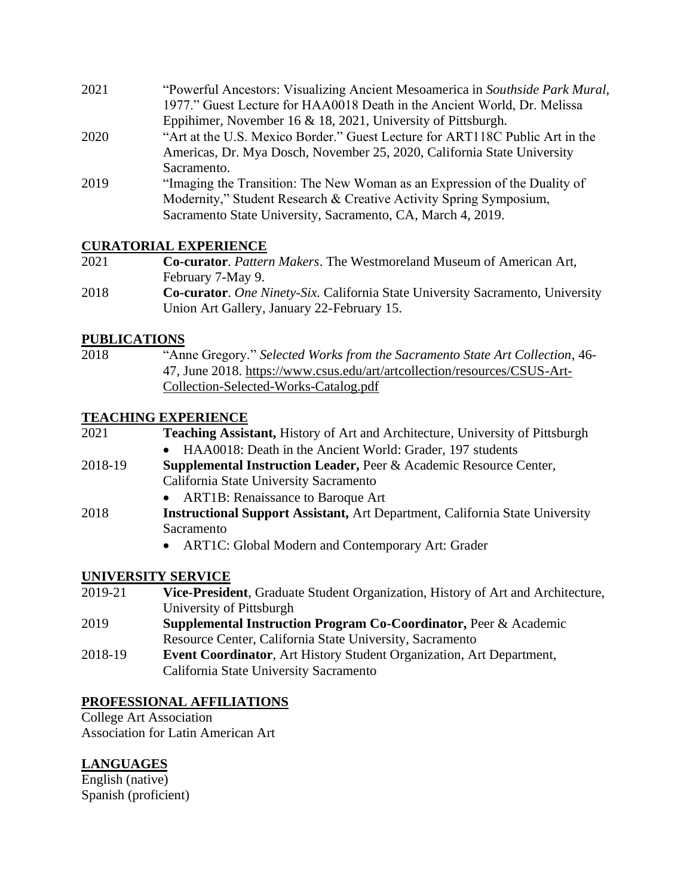2021 "Powerful Ancestors: Visualizing Ancient Mesoamerica in *Southside Park Mural*, 1977." Guest Lecture for HAA0018 Death in the Ancient World, Dr. Melissa Eppihimer, November 16 & 18, 2021, University of Pittsburgh.

2020 "Art at the U.S. Mexico Border." Guest Lecture for ART118C Public Art in the Americas, Dr. Mya Dosch, November 25, 2020, California State University Sacramento.

2019 "Imaging the Transition: The New Woman as an Expression of the Duality of Modernity," Student Research & Creative Activity Spring Symposium, Sacramento State University, Sacramento, CA, March 4, 2019.

## CURATORIAL EXPERIENCE

2021 **Co-curator**. *Pattern Makers*. The Westmoreland Museum of American Art, February 7-May 9.

2018 **Co-curator**. *One Ninety-Six.* California State University Sacramento, University Union Art Gallery, January 22-February 15.

## PUBLICATIONS

2018 "Anne Gregory." *Selected Works from the Sacramento State Art Collection*, 46-47, June 2018. https://www.csus.edu/art/artcollection/resources/CSUS-Art-Collection-Selected-Works-Catalog.pdf

## TEACHING EXPERIENCE

2021 **Teaching Assistant,** History of Art and Architecture, University of Pittsburgh
- HAA0018: Death in the Ancient World: Grader, 197 students

2018-19 **Supplemental Instruction Leader,** Peer & Academic Resource Center, California State University Sacramento
- ART1B: Renaissance to Baroque Art

2018 **Instructional Support Assistant,** Art Department, California State University Sacramento
- ART1C: Global Modern and Contemporary Art: Grader

## UNIVERSITY SERVICE

2019-21 **Vice-President**, Graduate Student Organization, History of Art and Architecture, University of Pittsburgh

2019 **Supplemental Instruction Program Co-Coordinator,** Peer & Academic Resource Center, California State University, Sacramento

2018-19 **Event Coordinator**, Art History Student Organization, Art Department, California State University Sacramento

## PROFESSIONAL AFFILIATIONS

College Art Association
Association for Latin American Art

## LANGUAGES

English (native)
Spanish (proficient)